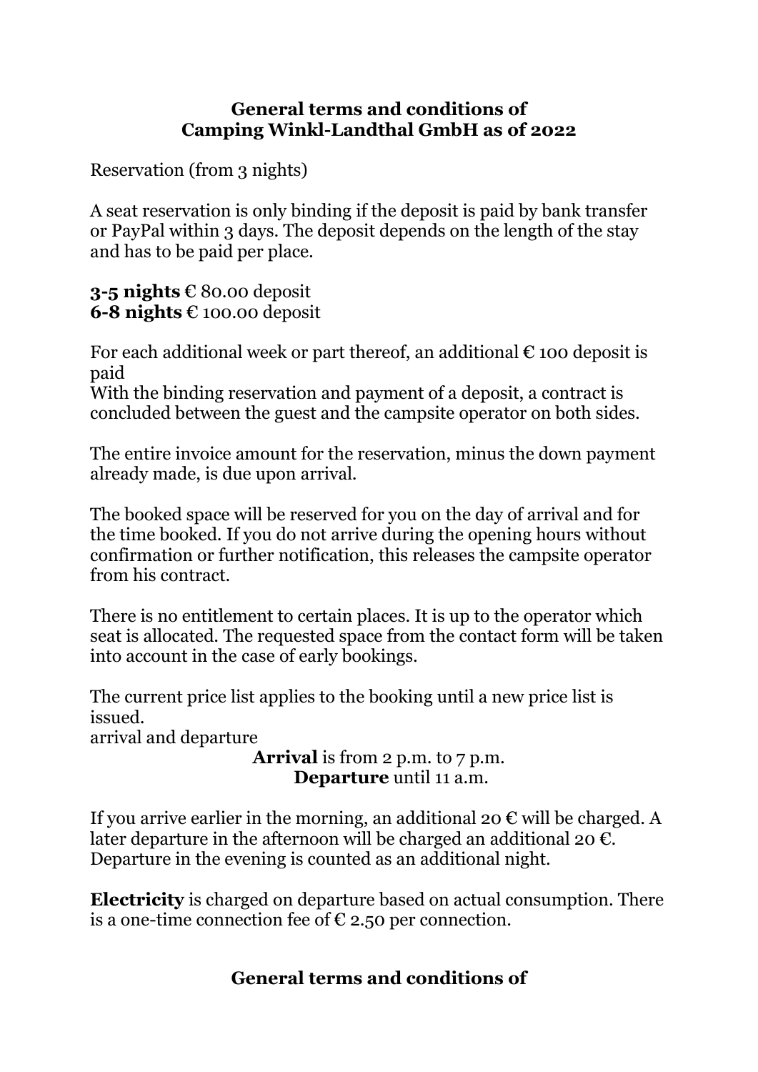# General terms and conditions of
# Camping Winkl-Landthal GmbH as of 2022

Reservation (from 3 nights)

A seat reservation is only binding if the deposit is paid by bank transfer or PayPal within 3 days. The deposit depends on the length of the stay and has to be paid per place.

**3-5 nights** € 80.00 deposit
**6-8 nights** € 100.00 deposit

For each additional week or part thereof, an additional € 100 deposit is paid
With the binding reservation and payment of a deposit, a contract is concluded between the guest and the campsite operator on both sides.

The entire invoice amount for the reservation, minus the down payment already made, is due upon arrival.

The booked space will be reserved for you on the day of arrival and for the time booked. If you do not arrive during the opening hours without confirmation or further notification, this releases the campsite operator from his contract.

There is no entitlement to certain places. It is up to the operator which seat is allocated. The requested space from the contact form will be taken into account in the case of early bookings.

The current price list applies to the booking until a new price list is issued.
arrival and departure

**Arrival** is from 2 p.m. to 7 p.m.
**Departure** until 11 a.m.

If you arrive earlier in the morning, an additional 20 € will be charged. A later departure in the afternoon will be charged an additional 20 €. Departure in the evening is counted as an additional night.

**Electricity** is charged on departure based on actual consumption. There is a one-time connection fee of € 2.50 per connection.

## General terms and conditions of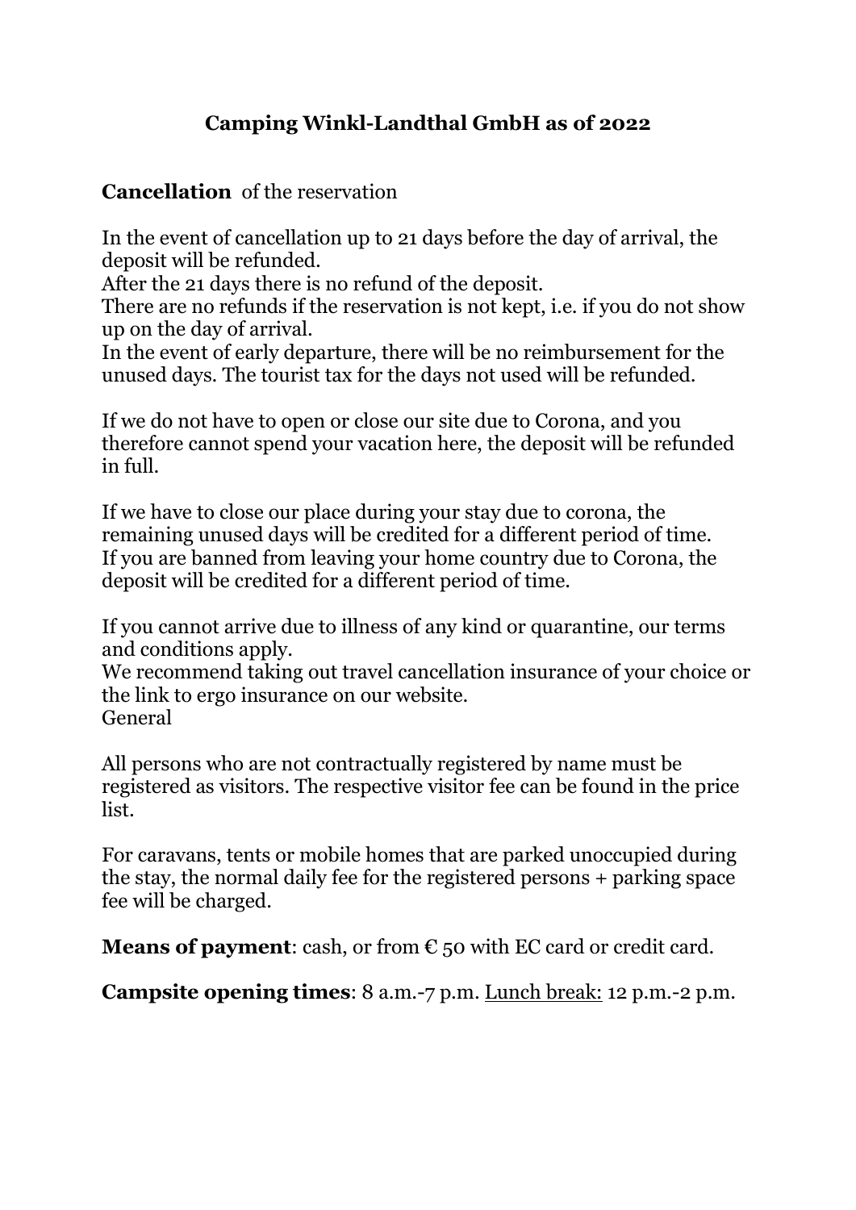# Camping Winkl-Landthal GmbH as of 2022

**Cancellation** of the reservation

In the event of cancellation up to 21 days before the day of arrival, the deposit will be refunded.
After the 21 days there is no refund of the deposit.
There are no refunds if the reservation is not kept, i.e. if you do not show up on the day of arrival.
In the event of early departure, there will be no reimbursement for the unused days. The tourist tax for the days not used will be refunded.

If we do not have to open or close our site due to Corona, and you therefore cannot spend your vacation here, the deposit will be refunded in full.

If we have to close our place during your stay due to corona, the remaining unused days will be credited for a different period of time.
If you are banned from leaving your home country due to Corona, the deposit will be credited for a different period of time.

If you cannot arrive due to illness of any kind or quarantine, our terms and conditions apply.
We recommend taking out travel cancellation insurance of your choice or the link to ergo insurance on our website.
General

All persons who are not contractually registered by name must be registered as visitors. The respective visitor fee can be found in the price list.

For caravans, tents or mobile homes that are parked unoccupied during the stay, the normal daily fee for the registered persons + parking space fee will be charged.

**Means of payment**: cash, or from € 50 with EC card or credit card.

**Campsite opening times**: 8 a.m.-7 p.m. Lunch break: 12 p.m.-2 p.m.